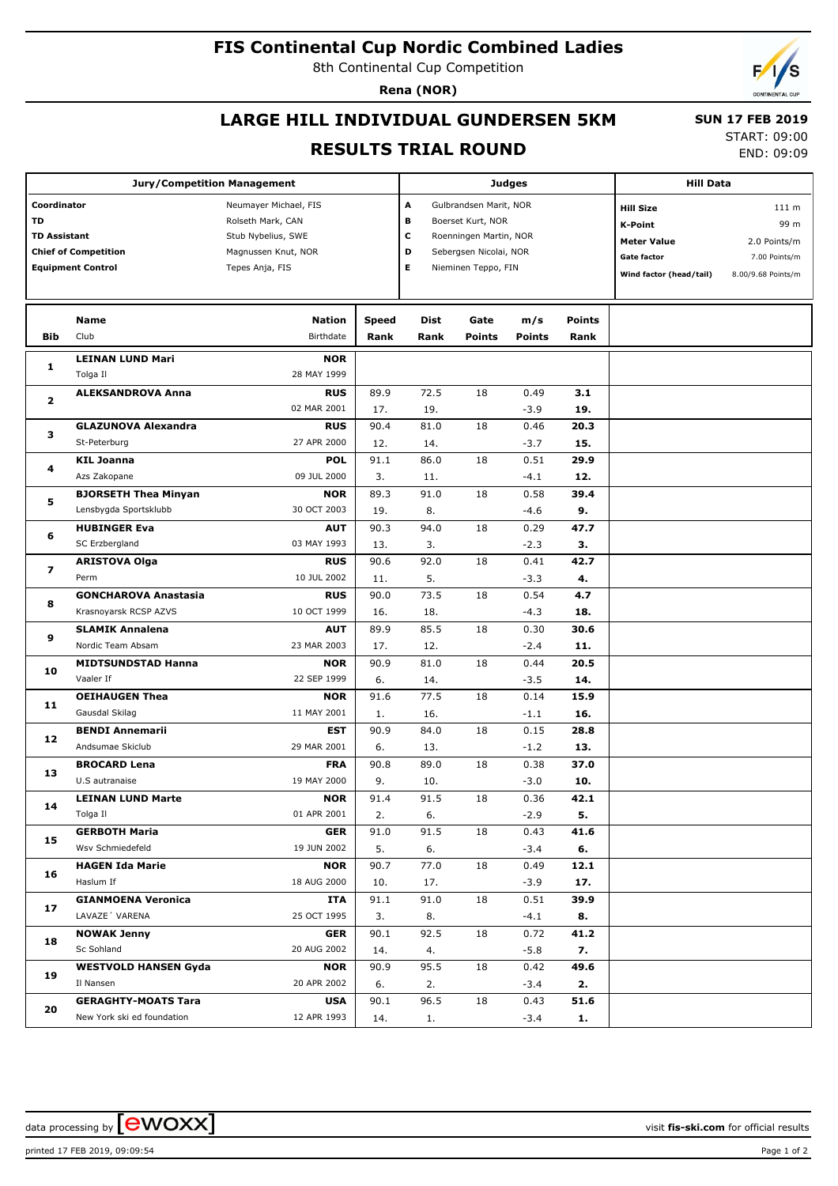# FIS Continental Cup Nordic Combined Ladies

8th Continental Cup Competition

**Rena (NOR)**

## LARGE HILL INDIVIDUAL GUNDERSEN 5KM

**SUN 17 FEB 2019**

## RESULTS TRIAL ROUND

START: 09:00
END: 09:09

| Jury/Competition Management | |
|---|---|
| Coordinator | Neumayer Michael, FIS |
| TD | Rolseth Mark, CAN |
| TD Assistant | Stub Nybelius, SWE |
| Chief of Competition | Magnussen Knut, NOR |
| Equipment Control | Tepes Anja, FIS |

| Judges | |
|---|---|
| A | Gulbrandsen Marit, NOR |
| B | Boerset Kurt, NOR |
| C | Roenningen Martin, NOR |
| D | Sebergsen Nicolai, NOR |
| E | Nieminen Teppo, FIN |

| Hill Data | |
|---|---|
| Hill Size | 111 m |
| K-Point | 99 m |
| Meter Value | 2.0 Points/m |
| Gate factor | 7.00 Points/m |
| Wind factor (head/tail) | 8.00/9.68 Points/m |

| Bib | Name / Club | Nation / Birthdate | Speed / Rank | Dist / Rank | Gate / Points | m/s / Points | Points / Rank |
|---|---|---|---|---|---|---|---|
| 1 | **LEINAN LUND Mari** | **NOR** | | | | | |
| | Tolga Il | 28 MAY 1999 | | | | | |
| 2 | **ALEKSANDROVA Anna** | **RUS** | 89.9 | 72.5 | 18 | 0.49 | **3.1** |
| | | 02 MAR 2001 | 17. | 19. | | -3.9 | **19.** |
| 3 | **GLAZUNOVA Alexandra** | **RUS** | 90.4 | 81.0 | 18 | 0.46 | **20.3** |
| | St-Peterburg | 27 APR 2000 | 12. | 14. | | -3.7 | **15.** |
| 4 | **KIL Joanna** | **POL** | 91.1 | 86.0 | 18 | 0.51 | **29.9** |
| | Azs Zakopane | 09 JUL 2000 | 3. | 11. | | -4.1 | **12.** |
| 5 | **BJORSETH Thea Minyan** | **NOR** | 89.3 | 91.0 | 18 | 0.58 | **39.4** |
| | Lensbygda Sportsklubb | 30 OCT 2003 | 19. | 8. | | -4.6 | **9.** |
| 6 | **HUBINGER Eva** | **AUT** | 90.3 | 94.0 | 18 | 0.29 | **47.7** |
| | SC Erzbergland | 03 MAY 1993 | 13. | 3. | | -2.3 | **3.** |
| 7 | **ARISTOVA Olga** | **RUS** | 90.6 | 92.0 | 18 | 0.41 | **42.7** |
| | Perm | 10 JUL 2002 | 11. | 5. | | -3.3 | **4.** |
| 8 | **GONCHAROVA Anastasia** | **RUS** | 90.0 | 73.5 | 18 | 0.54 | **4.7** |
| | Krasnoyarsk RCSP AZVS | 10 OCT 1999 | 16. | 18. | | -4.3 | **18.** |
| 9 | **SLAMIK Annalena** | **AUT** | 89.9 | 85.5 | 18 | 0.30 | **30.6** |
| | Nordic Team Absam | 23 MAR 2003 | 17. | 12. | | -2.4 | **11.** |
| 10 | **MIDTSUNDSTAD Hanna** | **NOR** | 90.9 | 81.0 | 18 | 0.44 | **20.5** |
| | Vaaler If | 22 SEP 1999 | 6. | 14. | | -3.5 | **14.** |
| 11 | **OEIHAUGEN Thea** | **NOR** | 91.6 | 77.5 | 18 | 0.14 | **15.9** |
| | Gausdal Skilag | 11 MAY 2001 | 1. | 16. | | -1.1 | **16.** |
| 12 | **BENDI Annemarii** | **EST** | 90.9 | 84.0 | 18 | 0.15 | **28.8** |
| | Andsumae Skiclub | 29 MAR 2001 | 6. | 13. | | -1.2 | **13.** |
| 13 | **BROCARD Lena** | **FRA** | 90.8 | 89.0 | 18 | 0.38 | **37.0** |
| | U.S autranaise | 19 MAY 2000 | 9. | 10. | | -3.0 | **10.** |
| 14 | **LEINAN LUND Marte** | **NOR** | 91.4 | 91.5 | 18 | 0.36 | **42.1** |
| | Tolga Il | 01 APR 2001 | 2. | 6. | | -2.9 | **5.** |
| 15 | **GERBOTH Maria** | **GER** | 91.0 | 91.5 | 18 | 0.43 | **41.6** |
| | Wsv Schmiedefeld | 19 JUN 2002 | 5. | 6. | | -3.4 | **6.** |
| 16 | **HAGEN Ida Marie** | **NOR** | 90.7 | 77.0 | 18 | 0.49 | **12.1** |
| | Haslum If | 18 AUG 2000 | 10. | 17. | | -3.9 | **17.** |
| 17 | **GIANMOENA Veronica** | **ITA** | 91.1 | 91.0 | 18 | 0.51 | **39.9** |
| | LAVAZE´ VARENA | 25 OCT 1995 | 3. | 8. | | -4.1 | **8.** |
| 18 | **NOWAK Jenny** | **GER** | 90.1 | 92.5 | 18 | 0.72 | **41.2** |
| | Sc Sohland | 20 AUG 2002 | 14. | 4. | | -5.8 | **7.** |
| 19 | **WESTVOLD HANSEN Gyda** | **NOR** | 90.9 | 95.5 | 18 | 0.42 | **49.6** |
| | Il Nansen | 20 APR 2002 | 6. | 2. | | -3.4 | **2.** |
| 20 | **GERAGHTY-MOATS Tara** | **USA** | 90.1 | 96.5 | 18 | 0.43 | **51.6** |
| | New York ski ed foundation | 12 APR 1993 | 14. | 1. | | -3.4 | **1.** |

data processing by ewoxx — visit **fis-ski.com** for official results

printed 17 FEB 2019, 09:09:54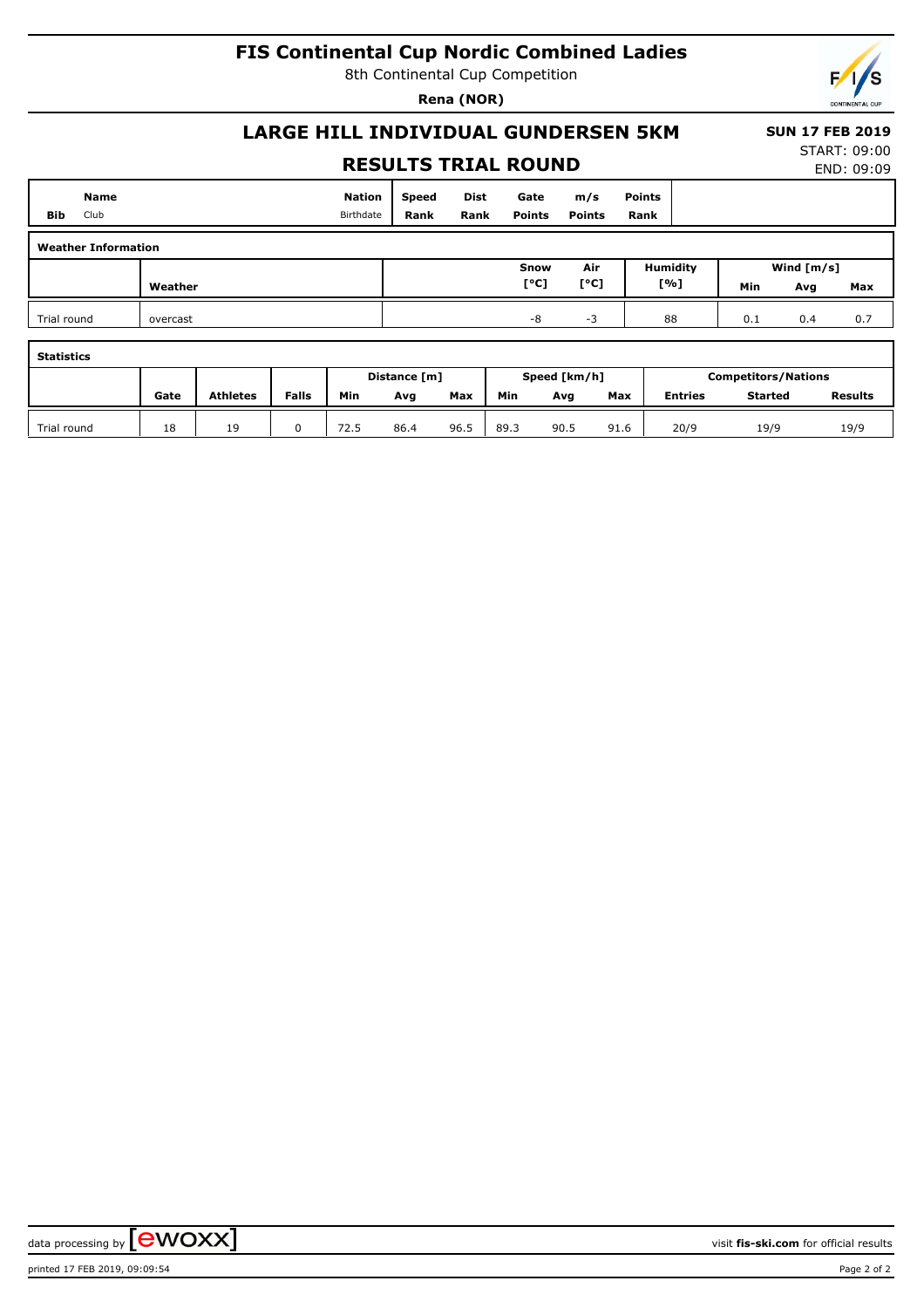# FIS Continental Cup Nordic Combined Ladies

8th Continental Cup Competition

**Rena (NOR)**

## LARGE HILL INDIVIDUAL GUNDERSEN 5KM

**SUN 17 FEB 2019**

START: 09:00

END: 09:09

## RESULTS TRIAL ROUND

| Bib | Name / Club | Nation / Birthdate | Speed Rank | Dist Rank | Gate Points | m/s Points | Points Rank |
|---|---|---|---|---|---|---|---|

**Weather Information**

| | Weather | Snow [°C] | Air [°C] | Humidity [%] | Wind [m/s] Min | Avg | Max |
|---|---|---|---|---|---|---|---|
| Trial round | overcast | -8 | -3 | 88 | 0.1 | 0.4 | 0.7 |

**Statistics**

| | Gate | Athletes | Falls | Distance [m] Min | Avg | Max | Speed [km/h] Min | Avg | Max | Competitors/Nations Entries | Started | Results |
|---|---|---|---|---|---|---|---|---|---|---|---|---|
| Trial round | 18 | 19 | 0 | 72.5 | 86.4 | 96.5 | 89.3 | 90.5 | 91.6 | 20/9 | 19/9 | 19/9 |

data processing by [ewoxx]

visit **fis-ski.com** for official results

printed 17 FEB 2019, 09:09:54